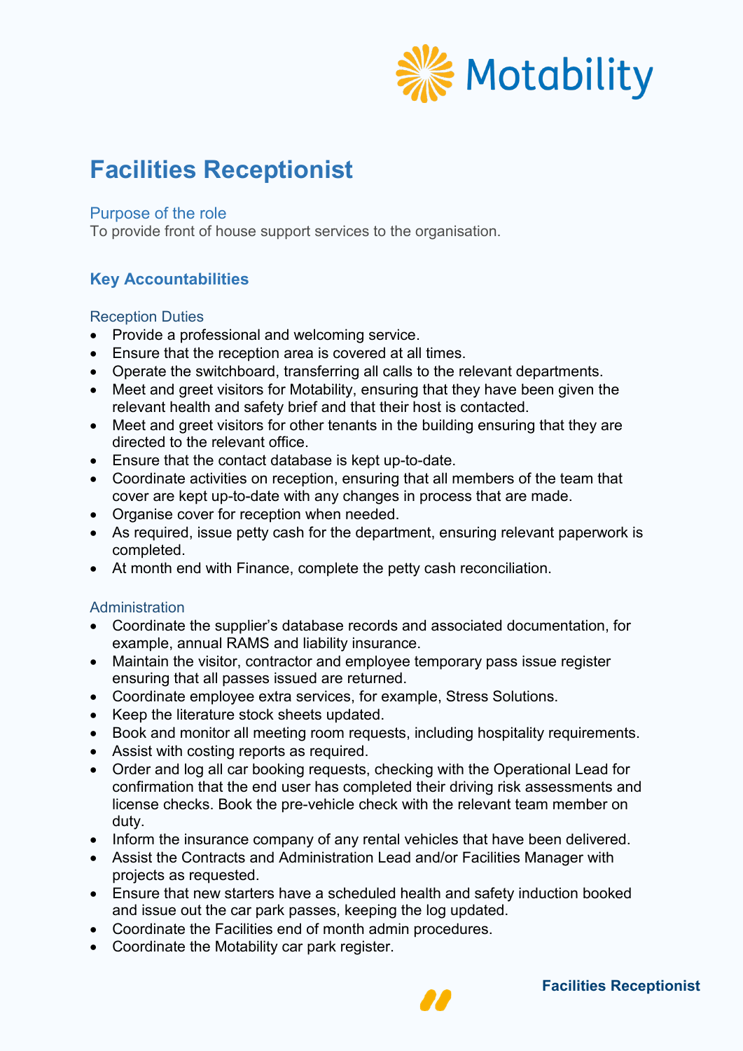# Facilities Receptionist

### Purpose of the role

To provide front of house support services to the organisation.

## Key Accountabilities

### Reception Duties

- Provide a professional and welcoming service.
- Ensure that the reception area is covered at all times.
- Operate the switchboard, transferring all calls to the relevant departments.
- Meet and greet visitors for Motability, ensuring that they have been given the relevant health and safety brief and that their host is contacted.
- Meet and greet visitors for other tenants in the building ensuring that they are directed to the relevant office.
- Ensure that the contact database is kept up-to-date.
- Coordinate activities on reception, ensuring that all members of the team that cover are kept up-to-date with any changes in process that are made.
- Organise cover for reception when needed.
- As required, issue petty cash for the department, ensuring relevant paperwork is completed.
- At month end with Finance, complete the petty cash reconciliation.

### Administration

- Coordinate the supplier's database records and associated documentation, for example, annual RAMS and liability insurance.
- Maintain the visitor, contractor and employee temporary pass issue register ensuring that all passes issued are returned.
- Coordinate employee extra services, for example, Stress Solutions.
- Keep the literature stock sheets updated.
- Book and monitor all meeting room requests, including hospitality requirements.
- Assist with costing reports as required.
- Order and log all car booking requests, checking with the Operational Lead for confirmation that the end user has completed their driving risk assessments and license checks. Book the pre-vehicle check with the relevant team member on duty.
- Inform the insurance company of any rental vehicles that have been delivered.
- Assist the Contracts and Administration Lead and/or Facilities Manager with projects as requested.
- Ensure that new starters have a scheduled health and safety induction booked and issue out the car park passes, keeping the log updated.
- Coordinate the Facilities end of month admin procedures.
- Coordinate the Motability car park register.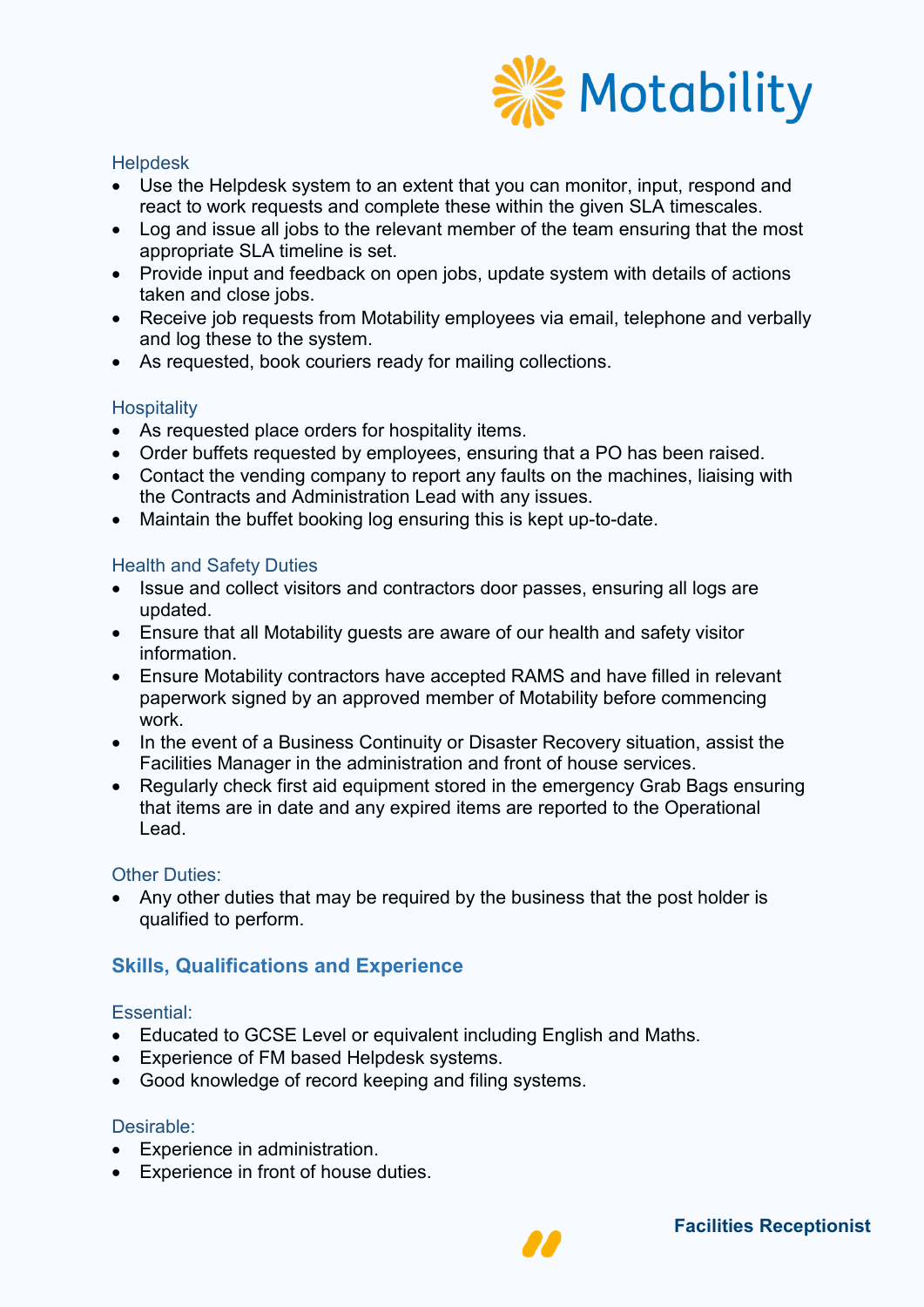### Helpdesk

- Use the Helpdesk system to an extent that you can monitor, input, respond and react to work requests and complete these within the given SLA timescales.
- Log and issue all jobs to the relevant member of the team ensuring that the most appropriate SLA timeline is set.
- Provide input and feedback on open jobs, update system with details of actions taken and close jobs.
- Receive job requests from Motability employees via email, telephone and verbally and log these to the system.
- As requested, book couriers ready for mailing collections.

### Hospitality

- As requested place orders for hospitality items.
- Order buffets requested by employees, ensuring that a PO has been raised.
- Contact the vending company to report any faults on the machines, liaising with the Contracts and Administration Lead with any issues.
- Maintain the buffet booking log ensuring this is kept up-to-date.

### Health and Safety Duties

- Issue and collect visitors and contractors door passes, ensuring all logs are updated.
- Ensure that all Motability guests are aware of our health and safety visitor information.
- Ensure Motability contractors have accepted RAMS and have filled in relevant paperwork signed by an approved member of Motability before commencing work.
- In the event of a Business Continuity or Disaster Recovery situation, assist the Facilities Manager in the administration and front of house services.
- Regularly check first aid equipment stored in the emergency Grab Bags ensuring that items are in date and any expired items are reported to the Operational Lead.

### Other Duties:

- Any other duties that may be required by the business that the post holder is qualified to perform.

## Skills, Qualifications and Experience

### Essential:

- Educated to GCSE Level or equivalent including English and Maths.
- Experience of FM based Helpdesk systems.
- Good knowledge of record keeping and filing systems.

### Desirable:

- Experience in administration.
- Experience in front of house duties.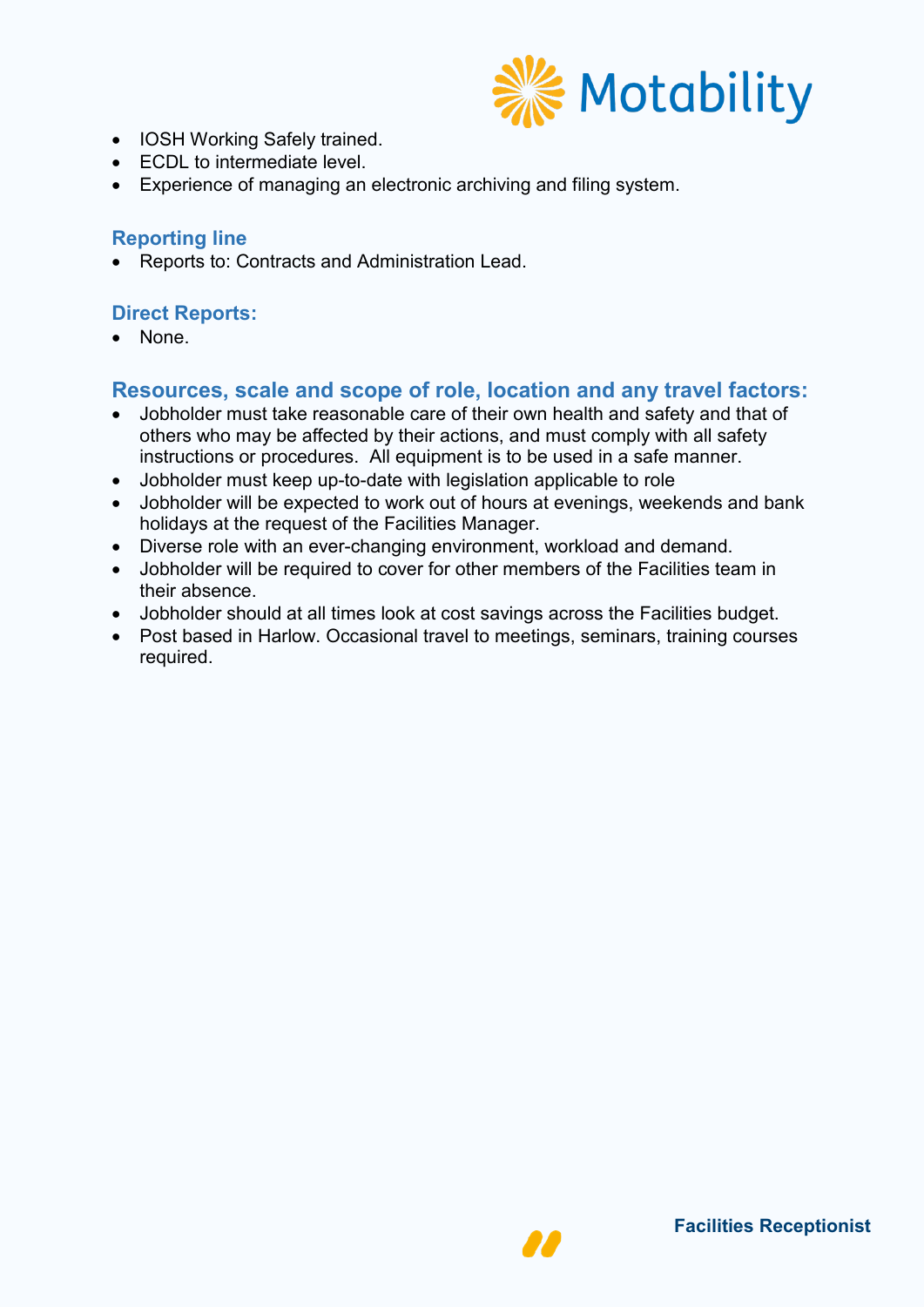- IOSH Working Safely trained.
- ECDL to intermediate level.
- Experience of managing an electronic archiving and filing system.

## Reporting line

- Reports to: Contracts and Administration Lead.

## Direct Reports:

- None.

## Resources, scale and scope of role, location and any travel factors:

- Jobholder must take reasonable care of their own health and safety and that of others who may be affected by their actions, and must comply with all safety instructions or procedures. All equipment is to be used in a safe manner.
- Jobholder must keep up-to-date with legislation applicable to role
- Jobholder will be expected to work out of hours at evenings, weekends and bank holidays at the request of the Facilities Manager.
- Diverse role with an ever-changing environment, workload and demand.
- Jobholder will be required to cover for other members of the Facilities team in their absence.
- Jobholder should at all times look at cost savings across the Facilities budget.
- Post based in Harlow. Occasional travel to meetings, seminars, training courses required.